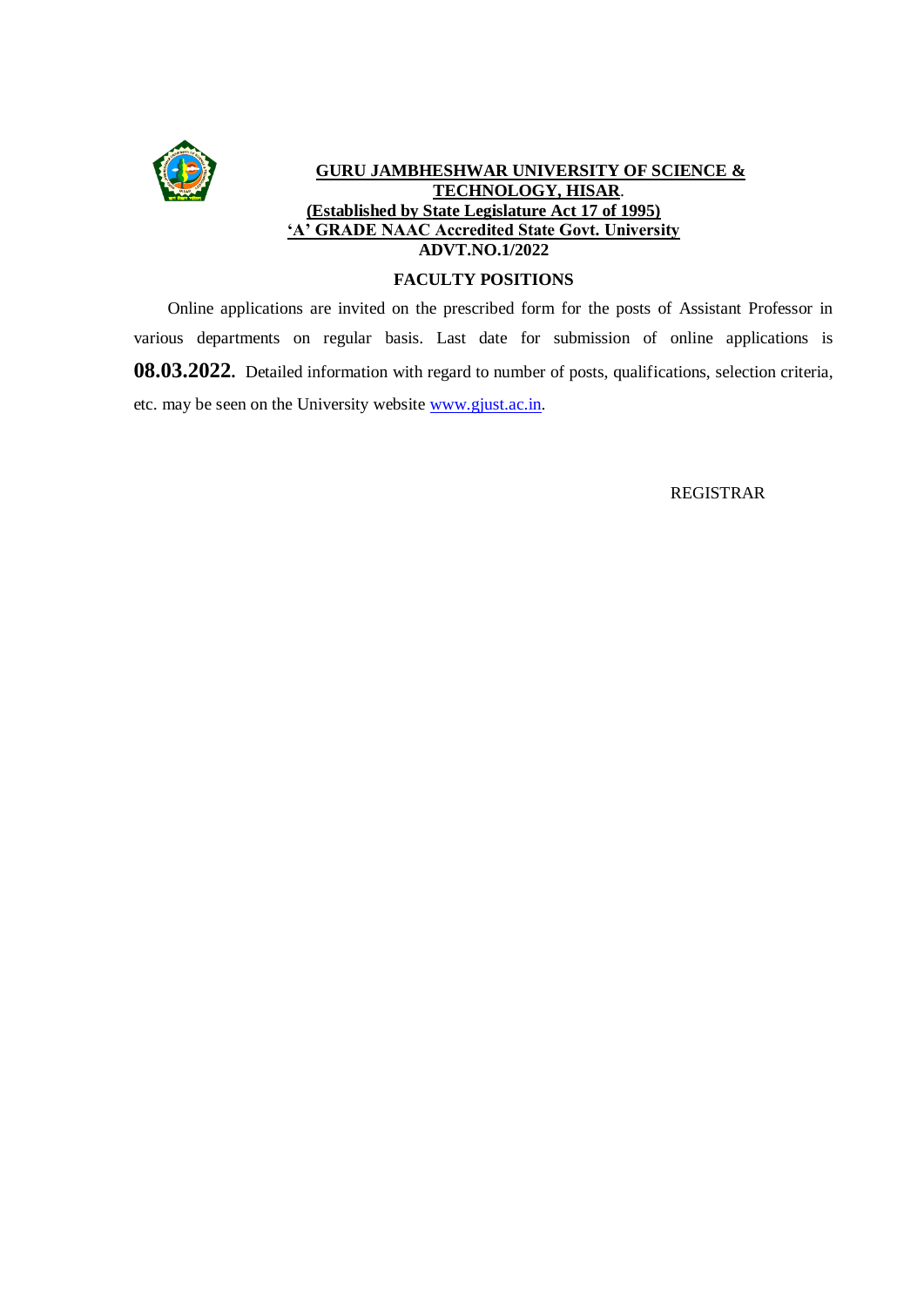# GURU JAMBHESHWAR UNIVERSITY OF SCIENCE & TECHNOLOGY, HISAR.

**(Established by State Legislature Act 17 of 1995)**

**'A' GRADE NAAC Accredited State Govt. University**

**ADVT.NO.1/2022**

## FACULTY POSITIONS

Online applications are invited on the prescribed form for the posts of Assistant Professor in various departments on regular basis. Last date for submission of online applications is **08.03.2022**. Detailed information with regard to number of posts, qualifications, selection criteria, etc. may be seen on the University website www.gjust.ac.in.

REGISTRAR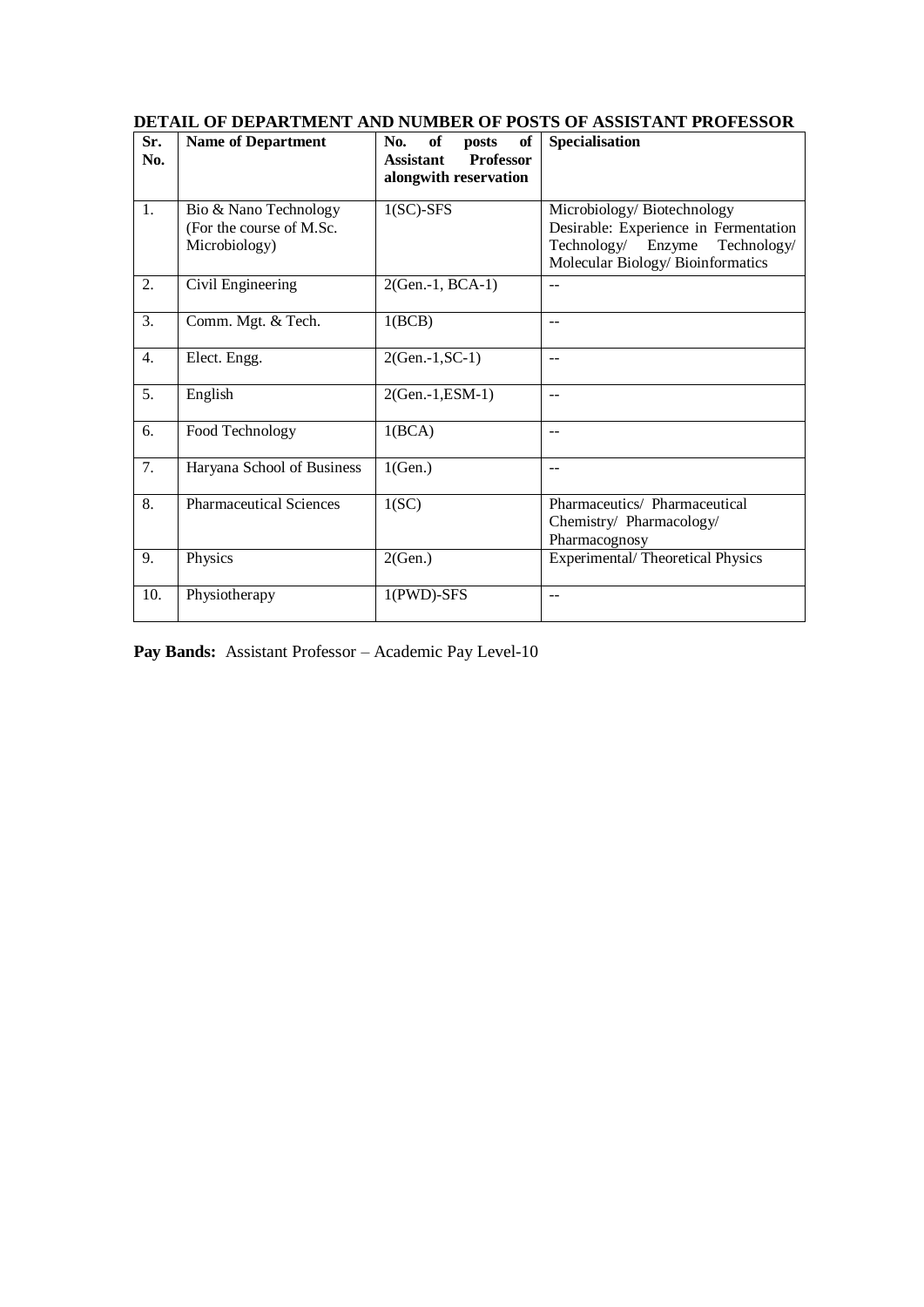## DETAIL OF DEPARTMENT AND NUMBER OF POSTS OF ASSISTANT PROFESSOR

| Sr. No. | Name of Department | No. of posts of Assistant Professor alongwith reservation | Specialisation |
|---|---|---|---|
| 1. | Bio & Nano Technology (For the course of M.Sc. Microbiology) | 1(SC)-SFS | Microbiology/ Biotechnology<br>Desirable: Experience in Fermentation Technology/ Enzyme Technology/ Molecular Biology/ Bioinformatics |
| 2. | Civil Engineering | 2(Gen.-1, BCA-1) | -- |
| 3. | Comm. Mgt. & Tech. | 1(BCB) | -- |
| 4. | Elect. Engg. | 2(Gen.-1,SC-1) | -- |
| 5. | English | 2(Gen.-1,ESM-1) | -- |
| 6. | Food Technology | 1(BCA) | -- |
| 7. | Haryana School of Business | 1(Gen.) | -- |
| 8. | Pharmaceutical Sciences | 1(SC) | Pharmaceutics/ Pharmaceutical Chemistry/ Pharmacology/ Pharmacognosy |
| 9. | Physics | 2(Gen.) | Experimental/ Theoretical Physics |
| 10. | Physiotherapy | 1(PWD)-SFS | -- |

**Pay Bands:** Assistant Professor – Academic Pay Level-10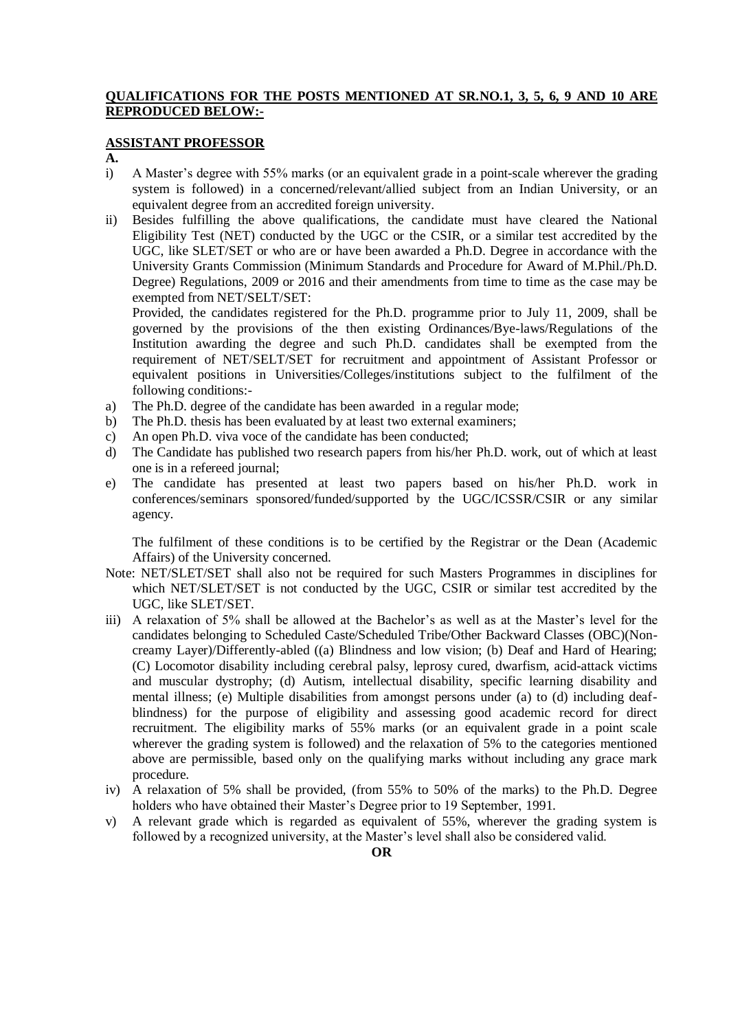**QUALIFICATIONS FOR THE POSTS MENTIONED AT SR.NO.1, 3, 5, 6, 9 AND 10 ARE REPRODUCED BELOW:-**

**ASSISTANT PROFESSOR**

**A.**

i) A Master's degree with 55% marks (or an equivalent grade in a point-scale wherever the grading system is followed) in a concerned/relevant/allied subject from an Indian University, or an equivalent degree from an accredited foreign university.

ii) Besides fulfilling the above qualifications, the candidate must have cleared the National Eligibility Test (NET) conducted by the UGC or the CSIR, or a similar test accredited by the UGC, like SLET/SET or who are or have been awarded a Ph.D. Degree in accordance with the University Grants Commission (Minimum Standards and Procedure for Award of M.Phil./Ph.D. Degree) Regulations, 2009 or 2016 and their amendments from time to time as the case may be exempted from NET/SELT/SET:

Provided, the candidates registered for the Ph.D. programme prior to July 11, 2009, shall be governed by the provisions of the then existing Ordinances/Bye-laws/Regulations of the Institution awarding the degree and such Ph.D. candidates shall be exempted from the requirement of NET/SELT/SET for recruitment and appointment of Assistant Professor or equivalent positions in Universities/Colleges/institutions subject to the fulfilment of the following conditions:-

a) The Ph.D. degree of the candidate has been awarded in a regular mode;

b) The Ph.D. thesis has been evaluated by at least two external examiners;

c) An open Ph.D. viva voce of the candidate has been conducted;

d) The Candidate has published two research papers from his/her Ph.D. work, out of which at least one is in a refereed journal;

e) The candidate has presented at least two papers based on his/her Ph.D. work in conferences/seminars sponsored/funded/supported by the UGC/ICSSR/CSIR or any similar agency.

The fulfilment of these conditions is to be certified by the Registrar or the Dean (Academic Affairs) of the University concerned.

Note: NET/SLET/SET shall also not be required for such Masters Programmes in disciplines for which NET/SLET/SET is not conducted by the UGC, CSIR or similar test accredited by the UGC, like SLET/SET.

iii) A relaxation of 5% shall be allowed at the Bachelor's as well as at the Master's level for the candidates belonging to Scheduled Caste/Scheduled Tribe/Other Backward Classes (OBC)(Non-creamy Layer)/Differently-abled ((a) Blindness and low vision; (b) Deaf and Hard of Hearing; (C) Locomotor disability including cerebral palsy, leprosy cured, dwarfism, acid-attack victims and muscular dystrophy; (d) Autism, intellectual disability, specific learning disability and mental illness; (e) Multiple disabilities from amongst persons under (a) to (d) including deaf-blindness) for the purpose of eligibility and assessing good academic record for direct recruitment. The eligibility marks of 55% marks (or an equivalent grade in a point scale wherever the grading system is followed) and the relaxation of 5% to the categories mentioned above are permissible, based only on the qualifying marks without including any grace mark procedure.

iv) A relaxation of 5% shall be provided, (from 55% to 50% of the marks) to the Ph.D. Degree holders who have obtained their Master's Degree prior to 19 September, 1991.

v) A relevant grade which is regarded as equivalent of 55%, wherever the grading system is followed by a recognized university, at the Master's level shall also be considered valid.

**OR**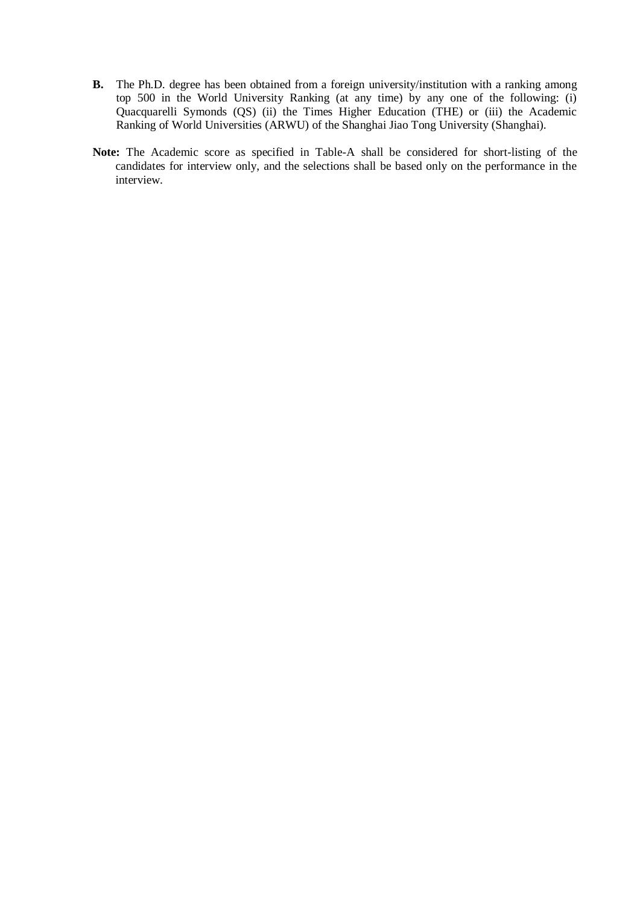**B.** The Ph.D. degree has been obtained from a foreign university/institution with a ranking among top 500 in the World University Ranking (at any time) by any one of the following: (i) Quacquarelli Symonds (QS) (ii) the Times Higher Education (THE) or (iii) the Academic Ranking of World Universities (ARWU) of the Shanghai Jiao Tong University (Shanghai).

**Note:** The Academic score as specified in Table-A shall be considered for short-listing of the candidates for interview only, and the selections shall be based only on the performance in the interview.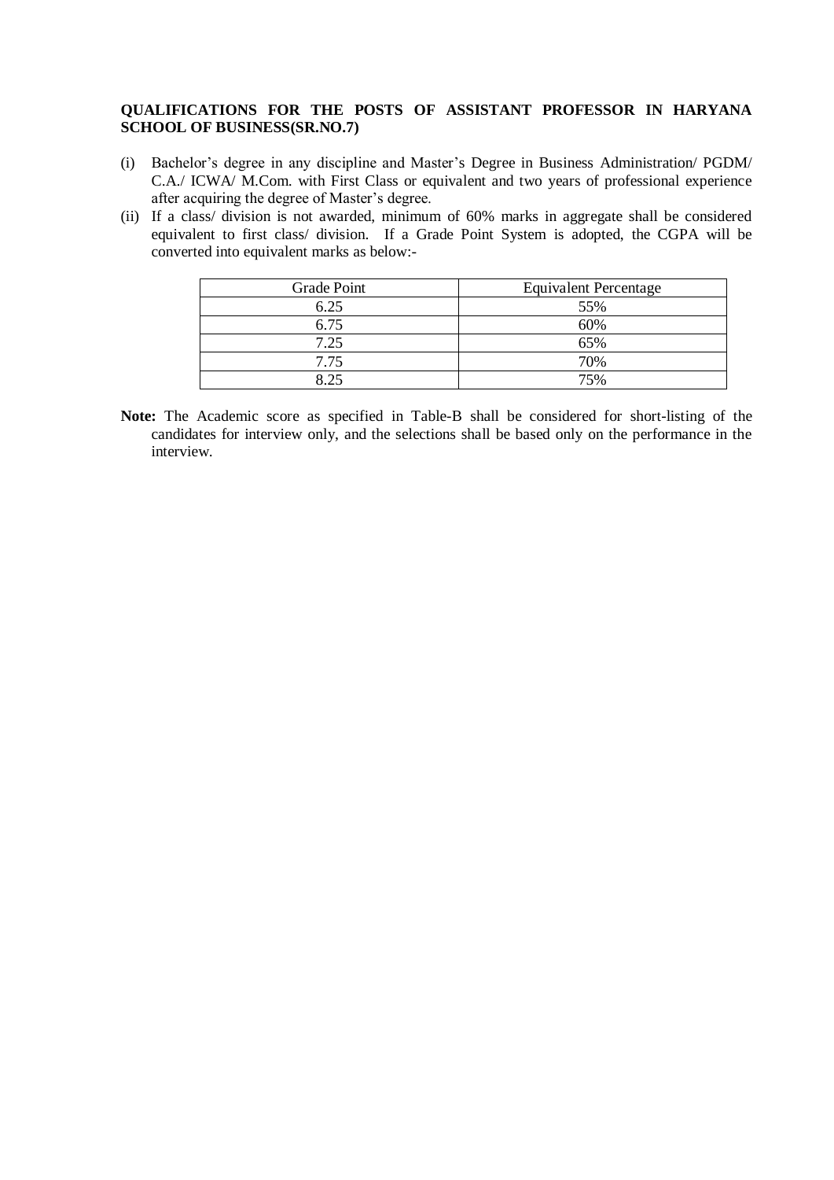**QUALIFICATIONS FOR THE POSTS OF ASSISTANT PROFESSOR IN HARYANA SCHOOL OF BUSINESS(SR.NO.7)**

(i) Bachelor's degree in any discipline and Master's Degree in Business Administration/ PGDM/ C.A./ ICWA/ M.Com. with First Class or equivalent and two years of professional experience after acquiring the degree of Master's degree.

(ii) If a class/ division is not awarded, minimum of 60% marks in aggregate shall be considered equivalent to first class/ division. If a Grade Point System is adopted, the CGPA will be converted into equivalent marks as below:-

| Grade Point | Equivalent Percentage |
|---|---|
| 6.25 | 55% |
| 6.75 | 60% |
| 7.25 | 65% |
| 7.75 | 70% |
| 8.25 | 75% |

**Note:** The Academic score as specified in Table-B shall be considered for short-listing of the candidates for interview only, and the selections shall be based only on the performance in the interview.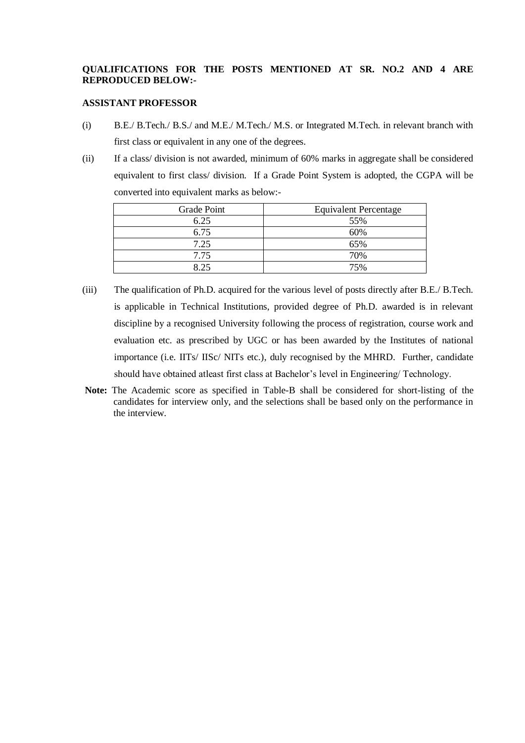**QUALIFICATIONS FOR THE POSTS MENTIONED AT SR. NO.2 AND 4 ARE REPRODUCED BELOW:-**

**ASSISTANT PROFESSOR**

(i) B.E./ B.Tech./ B.S./ and M.E./ M.Tech./ M.S. or Integrated M.Tech. in relevant branch with first class or equivalent in any one of the degrees.

(ii) If a class/ division is not awarded, minimum of 60% marks in aggregate shall be considered equivalent to first class/ division. If a Grade Point System is adopted, the CGPA will be converted into equivalent marks as below:-

| Grade Point | Equivalent Percentage |
|---|---|
| 6.25 | 55% |
| 6.75 | 60% |
| 7.25 | 65% |
| 7.75 | 70% |
| 8.25 | 75% |

(iii) The qualification of Ph.D. acquired for the various level of posts directly after B.E./ B.Tech. is applicable in Technical Institutions, provided degree of Ph.D. awarded is in relevant discipline by a recognised University following the process of registration, course work and evaluation etc. as prescribed by UGC or has been awarded by the Institutes of national importance (i.e. IITs/ IISc/ NITs etc.), duly recognised by the MHRD. Further, candidate should have obtained atleast first class at Bachelor's level in Engineering/ Technology.

**Note:** The Academic score as specified in Table-B shall be considered for short-listing of the candidates for interview only, and the selections shall be based only on the performance in the interview.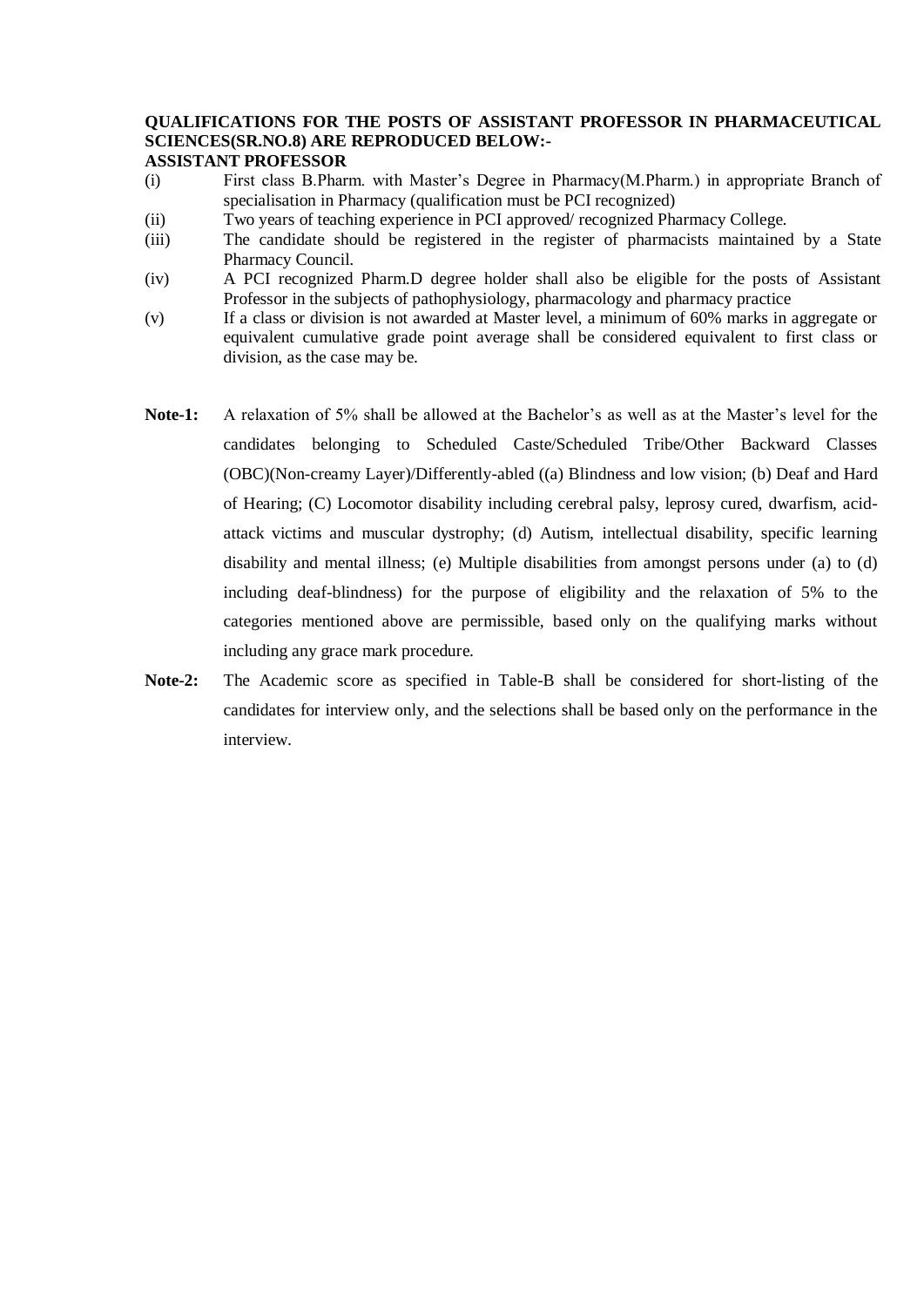**QUALIFICATIONS FOR THE POSTS OF ASSISTANT PROFESSOR IN PHARMACEUTICAL SCIENCES(SR.NO.8) ARE REPRODUCED BELOW:-**

**ASSISTANT PROFESSOR**

(i) First class B.Pharm. with Master's Degree in Pharmacy(M.Pharm.) in appropriate Branch of specialisation in Pharmacy (qualification must be PCI recognized)

(ii) Two years of teaching experience in PCI approved/ recognized Pharmacy College.

(iii) The candidate should be registered in the register of pharmacists maintained by a State Pharmacy Council.

(iv) A PCI recognized Pharm.D degree holder shall also be eligible for the posts of Assistant Professor in the subjects of pathophysiology, pharmacology and pharmacy practice

(v) If a class or division is not awarded at Master level, a minimum of 60% marks in aggregate or equivalent cumulative grade point average shall be considered equivalent to first class or division, as the case may be.

**Note-1:** A relaxation of 5% shall be allowed at the Bachelor's as well as at the Master's level for the candidates belonging to Scheduled Caste/Scheduled Tribe/Other Backward Classes (OBC)(Non-creamy Layer)/Differently-abled ((a) Blindness and low vision; (b) Deaf and Hard of Hearing; (C) Locomotor disability including cerebral palsy, leprosy cured, dwarfism, acid-attack victims and muscular dystrophy; (d) Autism, intellectual disability, specific learning disability and mental illness; (e) Multiple disabilities from amongst persons under (a) to (d) including deaf-blindness) for the purpose of eligibility and the relaxation of 5% to the categories mentioned above are permissible, based only on the qualifying marks without including any grace mark procedure.

**Note-2:** The Academic score as specified in Table-B shall be considered for short-listing of the candidates for interview only, and the selections shall be based only on the performance in the interview.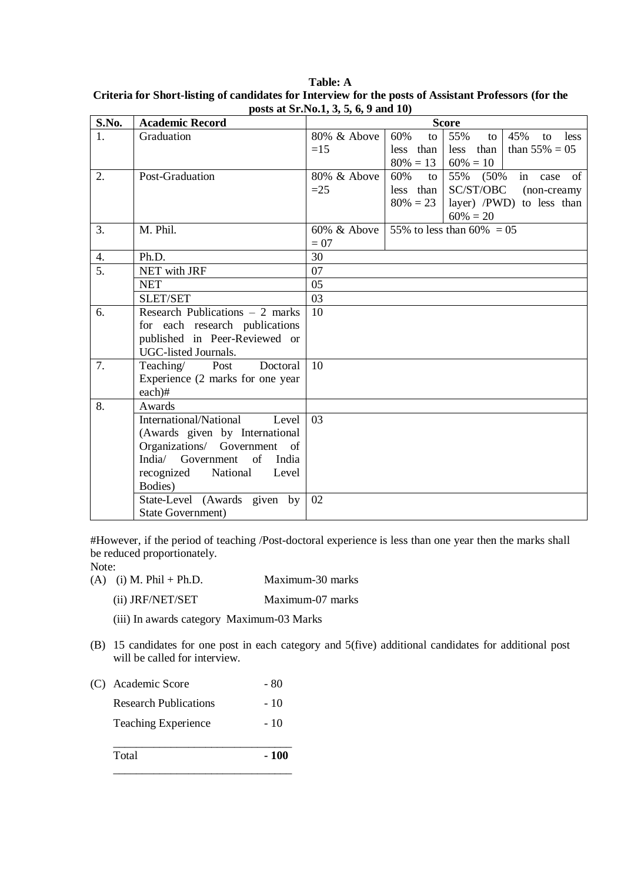**Table: A**

**Criteria for Short-listing of candidates for Interview for the posts of Assistant Professors (for the posts at Sr.No.1, 3, 5, 6, 9 and 10)**

| S.No. | Academic Record | Score | | | |
|---|---|---|---|---|---|
| 1. | Graduation | 80% & Above =15 | 60% to less than 80% = 13 | 55% to less than 60% = 10 | 45% to less than 55% = 05 |
| 2. | Post-Graduation | 80% & Above =25 | 60% to less than 80% = 23 | 55% (50% in case of SC/ST/OBC (non-creamy layer) /PWD) to less than 60% = 20 | |
| 3. | M. Phil. | 60% & Above = 07 | 55% to less than 60% = 05 | | |
| 4. | Ph.D. | 30 | | | |
| 5. | NET with JRF | 07 | | | |
| | NET | 05 | | | |
| | SLET/SET | 03 | | | |
| 6. | Research Publications – 2 marks for each research publications published in Peer-Reviewed or UGC-listed Journals. | 10 | | | |
| 7. | Teaching/ Post Doctoral Experience (2 marks for one year each)# | 10 | | | |
| 8. | Awards | | | | |
| | International/National Level (Awards given by International Organizations/ Government of India/ Government of India recognized National Level Bodies) | 03 | | | |
| | State-Level (Awards given by State Government) | 02 | | | |

#However, if the period of teaching /Post-doctoral experience is less than one year then the marks shall be reduced proportionately.

Note:

(A) (i) M. Phil + Ph.D. Maximum-30 marks

(ii) JRF/NET/SET Maximum-07 marks

(iii) In awards category Maximum-03 Marks

(B) 15 candidates for one post in each category and 5(five) additional candidates for additional post will be called for interview.

(C) Academic Score - 80

Research Publications - 10

Teaching Experience - 10

Total **- 100**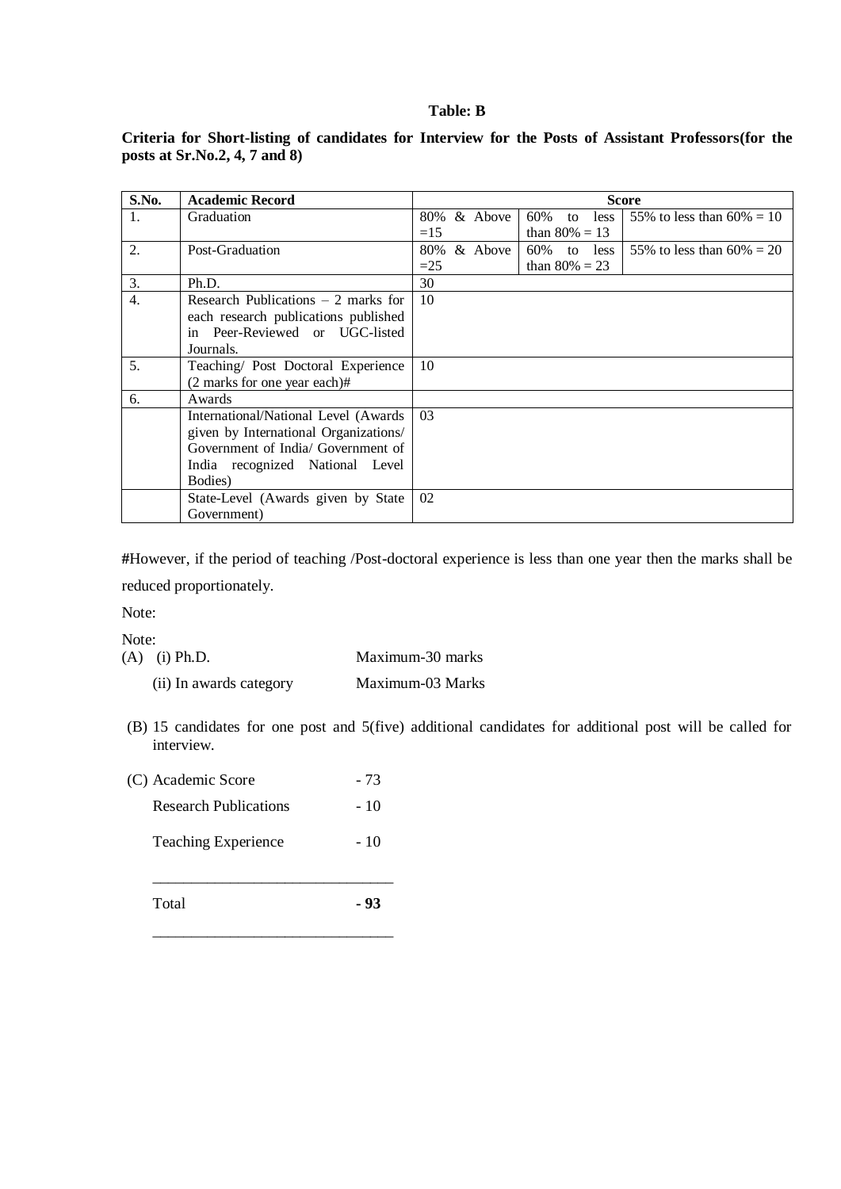**Table: B**

**Criteria for Short-listing of candidates for Interview for the Posts of Assistant Professors(for the posts at Sr.No.2, 4, 7 and 8)**

| S.No. | Academic Record | Score | | |
|---|---|---|---|---|
| 1. | Graduation | 80% & Above =15 | 60% to less than 80% = 13 | 55% to less than 60% = 10 |
| 2. | Post-Graduation | 80% & Above =25 | 60% to less than 80% = 23 | 55% to less than 60% = 20 |
| 3. | Ph.D. | 30 | | |
| 4. | Research Publications – 2 marks for each research publications published in Peer-Reviewed or UGC-listed Journals. | 10 | | |
| 5. | Teaching/ Post Doctoral Experience (2 marks for one year each)# | 10 | | |
| 6. | Awards | | | |
| | International/National Level (Awards given by International Organizations/ Government of India/ Government of India recognized National Level Bodies) | 03 | | |
| | State-Level (Awards given by State Government) | 02 | | |

#However, if the period of teaching /Post-doctoral experience is less than one year then the marks shall be reduced proportionately.

Note:

Note:

(A) (i) Ph.D. Maximum-30 marks

(ii) In awards category Maximum-03 Marks

(B) 15 candidates for one post and 5(five) additional candidates for additional post will be called for interview.

(C) Academic Score - 73

Research Publications - 10

Teaching Experience - 10

Total **- 93**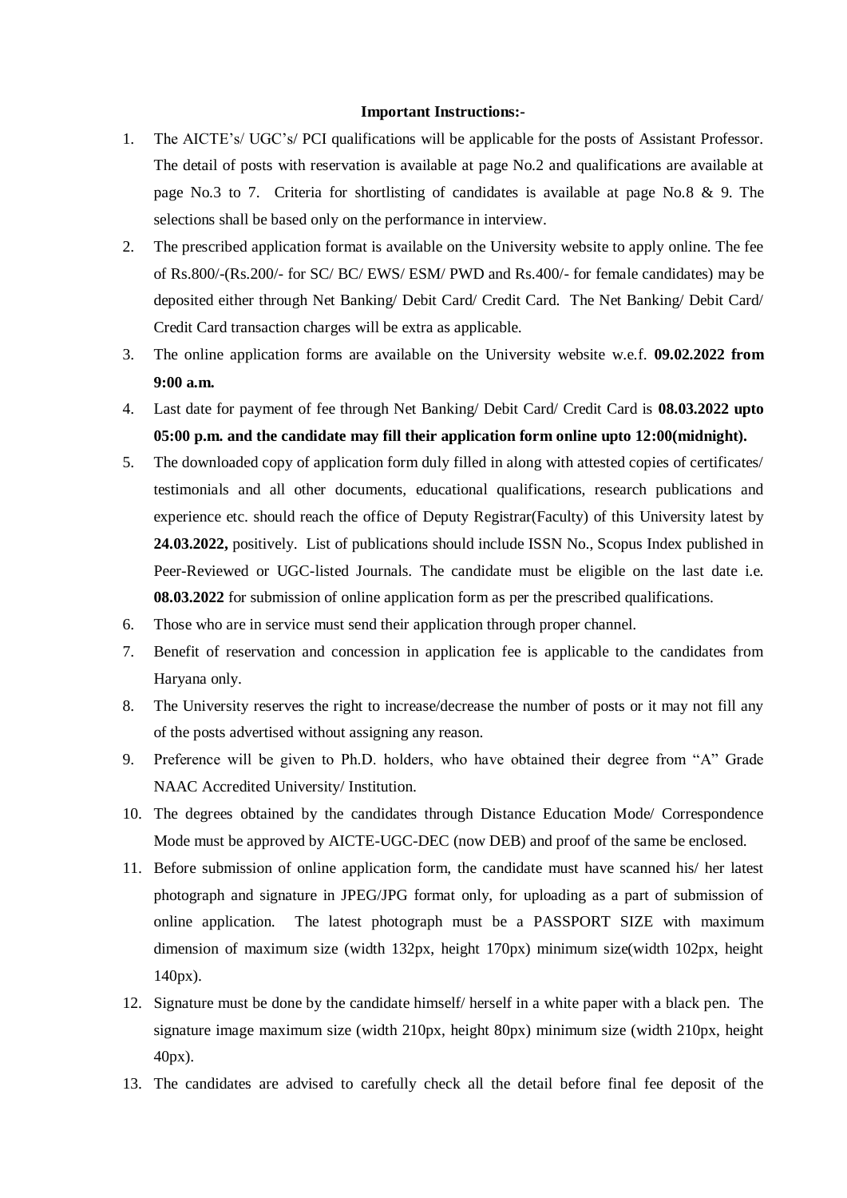**Important Instructions:-**

1. The AICTE's/ UGC's/ PCI qualifications will be applicable for the posts of Assistant Professor. The detail of posts with reservation is available at page No.2 and qualifications are available at page No.3 to 7. Criteria for shortlisting of candidates is available at page No.8 & 9. The selections shall be based only on the performance in interview.
2. The prescribed application format is available on the University website to apply online. The fee of Rs.800/-(Rs.200/- for SC/ BC/ EWS/ ESM/ PWD and Rs.400/- for female candidates) may be deposited either through Net Banking/ Debit Card/ Credit Card. The Net Banking/ Debit Card/ Credit Card transaction charges will be extra as applicable.
3. The online application forms are available on the University website w.e.f. **09.02.2022 from 9:00 a.m.**
4. Last date for payment of fee through Net Banking/ Debit Card/ Credit Card is **08.03.2022 upto 05:00 p.m. and the candidate may fill their application form online upto 12:00(midnight).**
5. The downloaded copy of application form duly filled in along with attested copies of certificates/ testimonials and all other documents, educational qualifications, research publications and experience etc. should reach the office of Deputy Registrar(Faculty) of this University latest by **24.03.2022,** positively. List of publications should include ISSN No., Scopus Index published in Peer-Reviewed or UGC-listed Journals. The candidate must be eligible on the last date i.e. **08.03.2022** for submission of online application form as per the prescribed qualifications.
6. Those who are in service must send their application through proper channel.
7. Benefit of reservation and concession in application fee is applicable to the candidates from Haryana only.
8. The University reserves the right to increase/decrease the number of posts or it may not fill any of the posts advertised without assigning any reason.
9. Preference will be given to Ph.D. holders, who have obtained their degree from "A" Grade NAAC Accredited University/ Institution.
10. The degrees obtained by the candidates through Distance Education Mode/ Correspondence Mode must be approved by AICTE-UGC-DEC (now DEB) and proof of the same be enclosed.
11. Before submission of online application form, the candidate must have scanned his/ her latest photograph and signature in JPEG/JPG format only, for uploading as a part of submission of online application. The latest photograph must be a PASSPORT SIZE with maximum dimension of maximum size (width 132px, height 170px) minimum size(width 102px, height 140px).
12. Signature must be done by the candidate himself/ herself in a white paper with a black pen. The signature image maximum size (width 210px, height 80px) minimum size (width 210px, height 40px).
13. The candidates are advised to carefully check all the detail before final fee deposit of the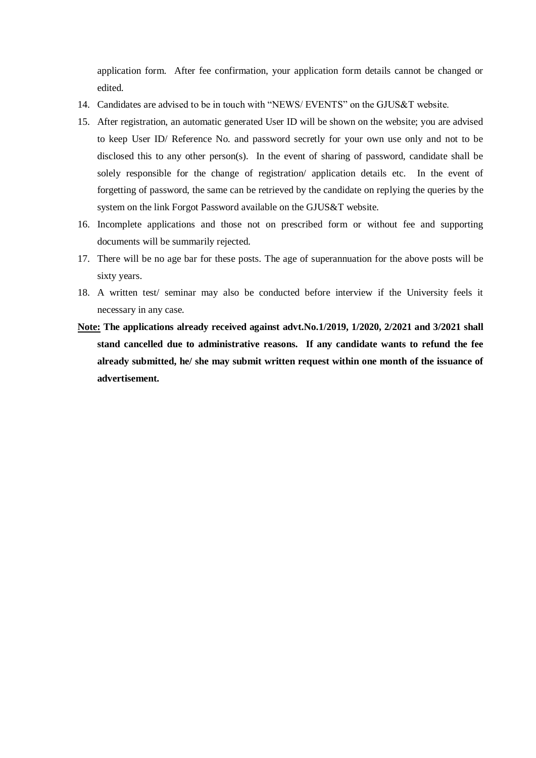application form. After fee confirmation, your application form details cannot be changed or edited.

14. Candidates are advised to be in touch with "NEWS/ EVENTS" on the GJUS&T website.
15. After registration, an automatic generated User ID will be shown on the website; you are advised to keep User ID/ Reference No. and password secretly for your own use only and not to be disclosed this to any other person(s). In the event of sharing of password, candidate shall be solely responsible for the change of registration/ application details etc. In the event of forgetting of password, the same can be retrieved by the candidate on replying the queries by the system on the link Forgot Password available on the GJUS&T website.
16. Incomplete applications and those not on prescribed form or without fee and supporting documents will be summarily rejected.
17. There will be no age bar for these posts. The age of superannuation for the above posts will be sixty years.
18. A written test/ seminar may also be conducted before interview if the University feels it necessary in any case.

**<u>Note:</u> The applications already received against advt.No.1/2019, 1/2020, 2/2021 and 3/2021 shall stand cancelled due to administrative reasons. If any candidate wants to refund the fee already submitted, he/ she may submit written request within one month of the issuance of advertisement.**